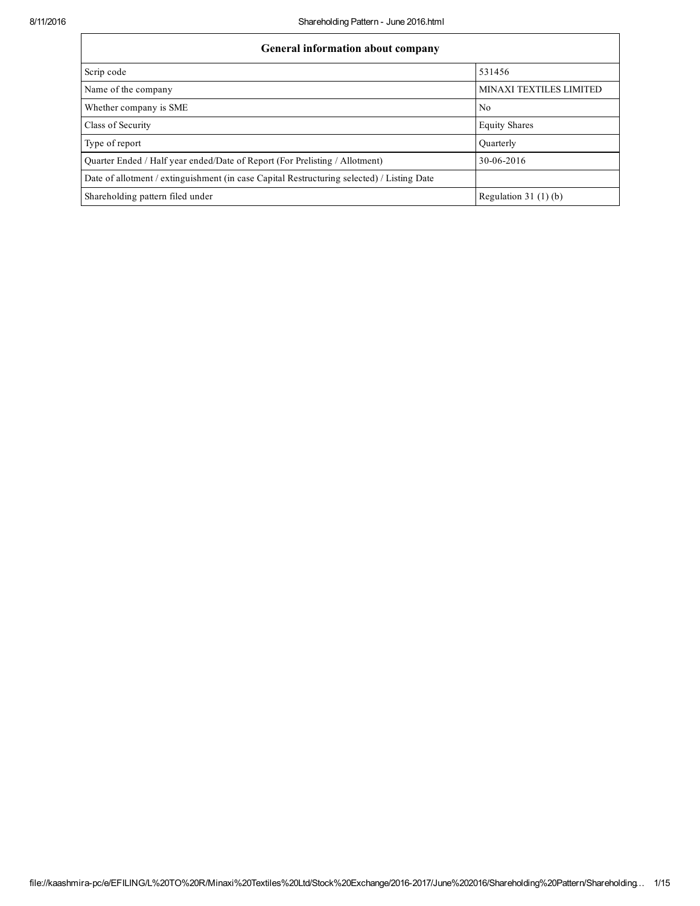| General information about company | |
|---|---|
| Scrip code | 531456 |
| Name of the company | MINAXI TEXTILES LIMITED |
| Whether company is SME | No |
| Class of Security | Equity Shares |
| Type of report | Quarterly |
| Quarter Ended / Half year ended/Date of Report (For Prelisting / Allotment) | 30-06-2016 |
| Date of allotment / extinguishment (in case Capital Restructuring selected) / Listing Date | |
| Shareholding pattern filed under | Regulation 31 (1) (b) |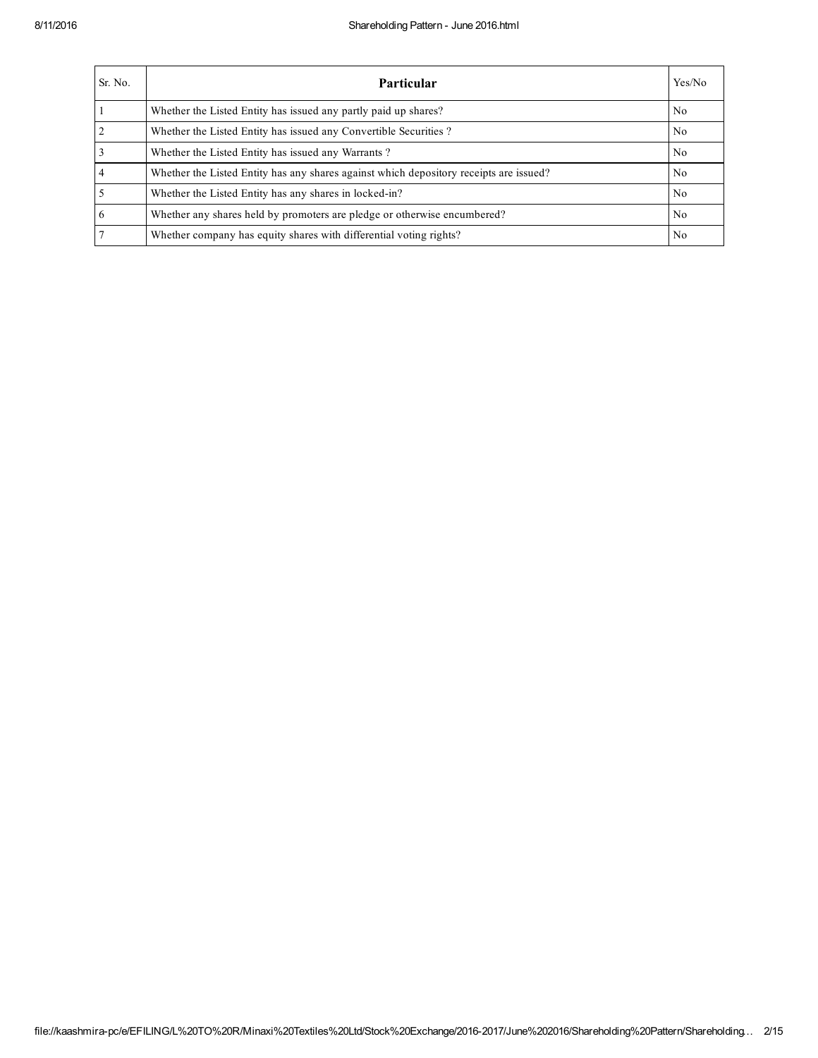| Sr. No. | Particular | Yes/No |
|---|---|---|
| 1 | Whether the Listed Entity has issued any partly paid up shares? | No |
| 2 | Whether the Listed Entity has issued any Convertible Securities ? | No |
| 3 | Whether the Listed Entity has issued any Warrants ? | No |
| 4 | Whether the Listed Entity has any shares against which depository receipts are issued? | No |
| 5 | Whether the Listed Entity has any shares in locked-in? | No |
| 6 | Whether any shares held by promoters are pledge or otherwise encumbered? | No |
| 7 | Whether company has equity shares with differential voting rights? | No |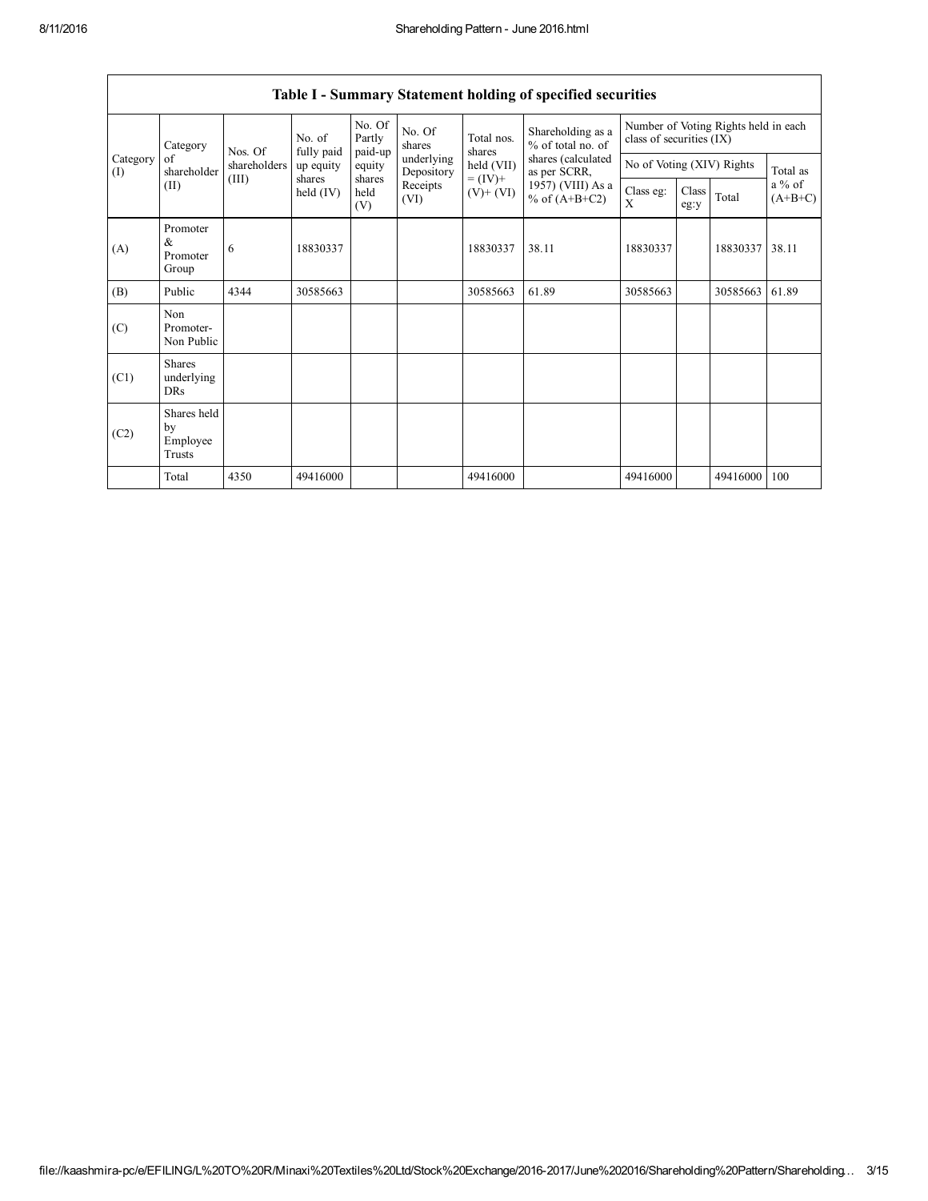## Table I - Summary Statement holding of specified securities

| Category (I) | Category of shareholder (II) | Nos. Of shareholders (III) | No. of fully paid up equity shares held (IV) | No. Of Partly paid-up equity shares held (V) | No. Of shares underlying Depository Receipts (VI) | Total nos. shares held (VII) = (IV)+ (V)+ (VI) | Shareholding as a % of total no. of shares (calculated as per SCRR, 1957) (VIII) As a % of (A+B+C2) | Number of Voting Rights held in each class of securities (IX) | | | |
|---|---|---|---|---|---|---|---|---|---|---|---|
| | | | | | | | | No of Voting (XIV) Rights | | | Total as a % of (A+B+C) |
| | | | | | | | | Class eg: X | Class eg:y | Total | |
| (A) | Promoter & Promoter Group | 6 | 18830337 | | | 18830337 | 38.11 | 18830337 | | 18830337 | 38.11 |
| (B) | Public | 4344 | 30585663 | | | 30585663 | 61.89 | 30585663 | | 30585663 | 61.89 |
| (C) | Non Promoter- Non Public | | | | | | | | | | |
| (C1) | Shares underlying DRs | | | | | | | | | | |
| (C2) | Shares held by Employee Trusts | | | | | | | | | | |
| | Total | 4350 | 49416000 | | | 49416000 | | 49416000 | | 49416000 | 100 |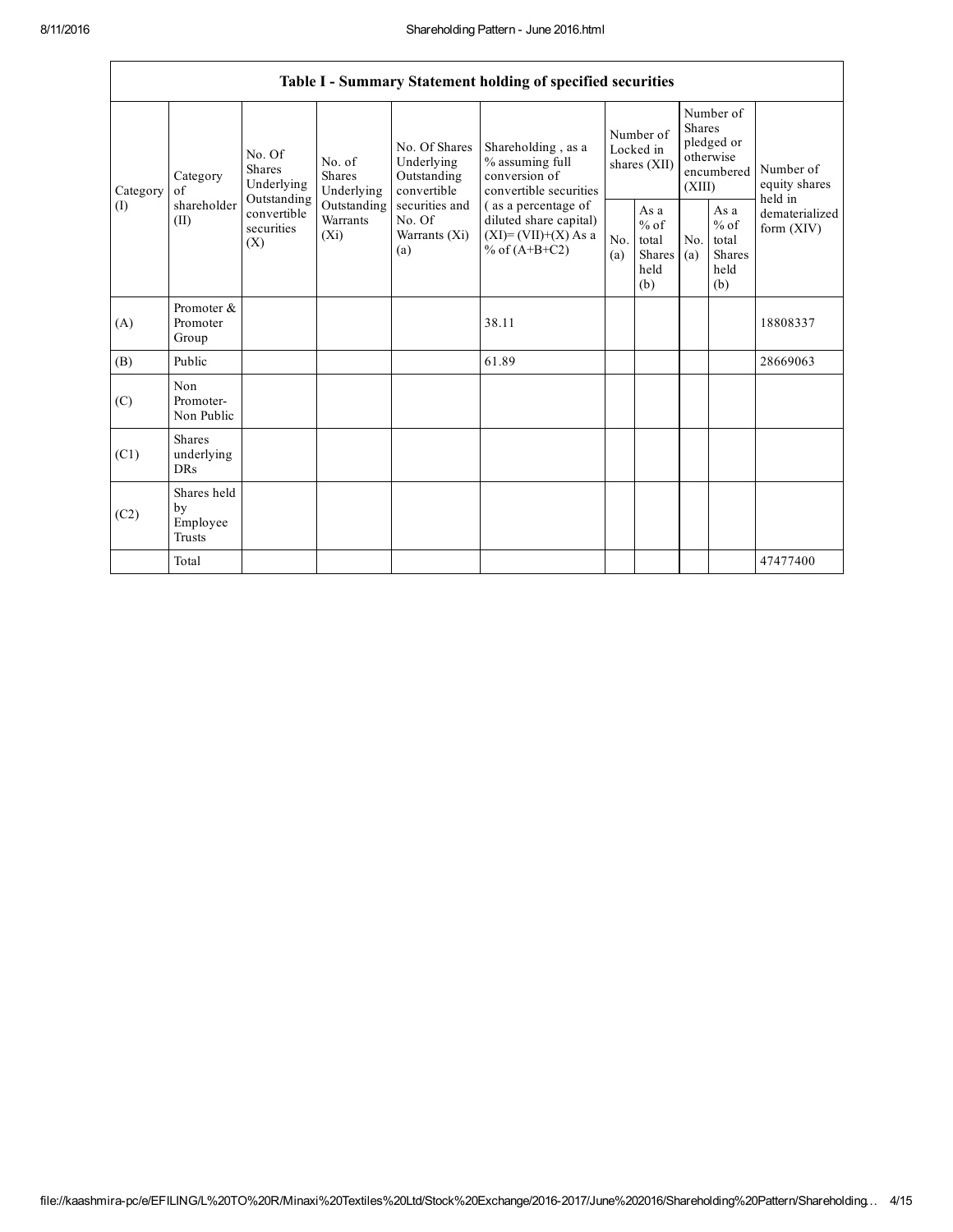| Table I - Summary Statement holding of specified securities | | | | | | | | | | | |
|---|---|---|---|---|---|---|---|---|---|---|---|
| Category (I) | Category of shareholder (II) | No. Of Shares Underlying Outstanding convertible securities (X) | No. of Shares Underlying Outstanding Warrants (Xi) | No. Of Shares Underlying Outstanding convertible securities and No. Of Warrants (Xi) (a) | Shareholding , as a % assuming full conversion of convertible securities ( as a percentage of diluted share capital) (XI)= (VII)+(X) As a % of (A+B+C2) | Number of Locked in shares (XII) | | Number of Shares pledged or otherwise encumbered (XIII) | | Number of equity shares held in dematerialized form (XIV) |
| | | | | | | No. (a) | As a % of total Shares held (b) | No. (a) | As a % of total Shares held (b) | |
| (A) | Promoter & Promoter Group | | | | 38.11 | | | | | 18808337 |
| (B) | Public | | | | 61.89 | | | | | 28669063 |
| (C) | Non Promoter- Non Public | | | | | | | | | |
| (C1) | Shares underlying DRs | | | | | | | | | |
| (C2) | Shares held by Employee Trusts | | | | | | | | | |
| | Total | | | | | | | | | 47477400 |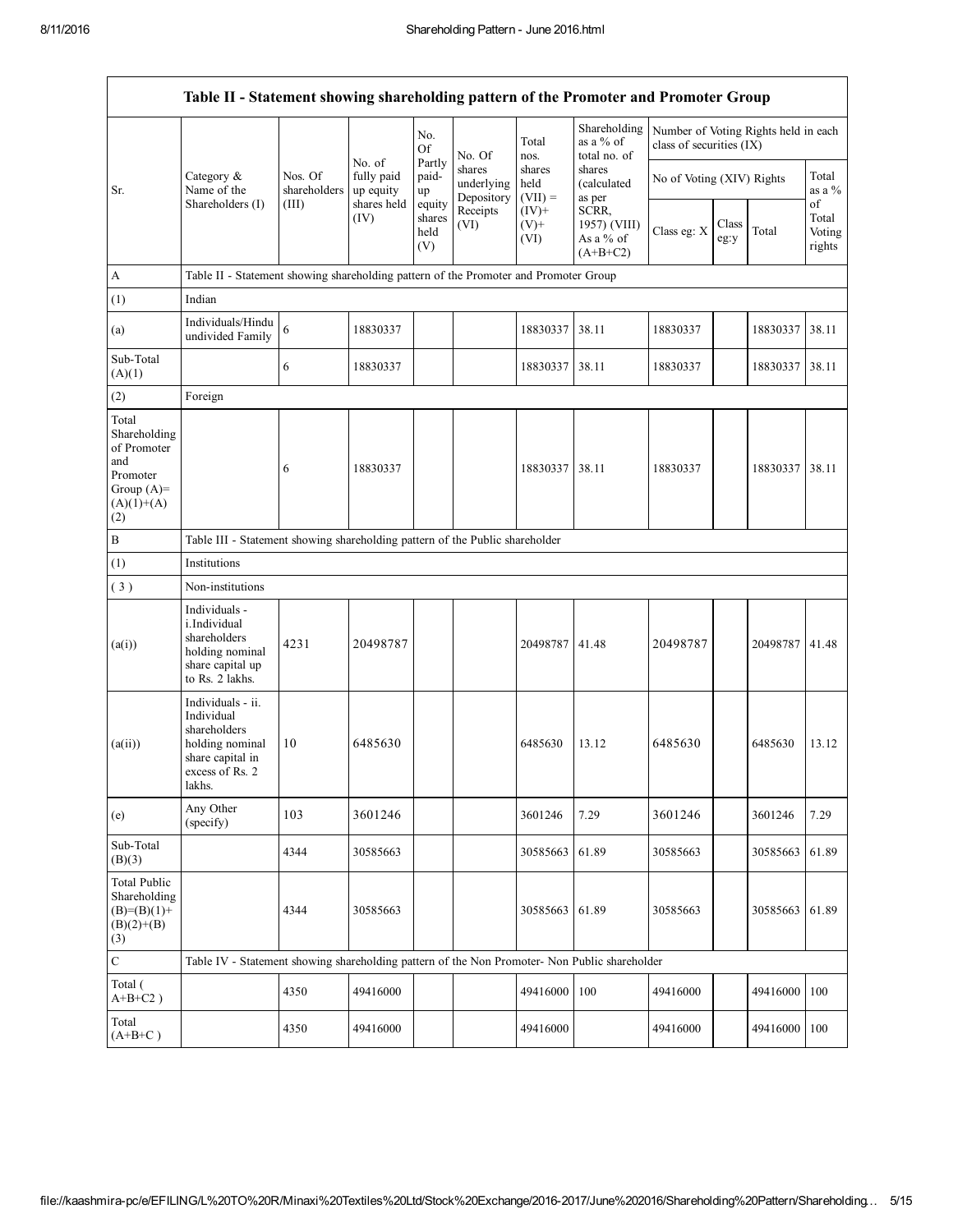| Table II - Statement showing shareholding pattern of the Promoter and Promoter Group | | | | | | | | | | | | |
|---|---|---|---|---|---|---|---|---|---|---|---|---|
| Sr. | Category & Name of the Shareholders (I) | Nos. Of shareholders (III) | No. of fully paid up equity shares held (IV) | No. Of Partly paid-up equity shares held (V) | No. Of shares underlying Depository Receipts (VI) | Total nos. shares held (VII) = (IV)+ (V)+ (VI) | Shareholding as a % of total no. of shares (calculated as per SCRR, 1957) (VIII) As a % of (A+B+C2) | Number of Voting Rights held in each class of securities (IX) | | | | |
| | | | | | | | | No of Voting (XIV) Rights | | | Total as a % of Total Voting rights |
| | | | | | | | | Class eg: X | Class eg:y | Total | |
| A | Table II - Statement showing shareholding pattern of the Promoter and Promoter Group | | | | | | | | | | |
| (1) | Indian | | | | | | | | | | |
| (a) | Individuals/Hindu undivided Family | 6 | 18830337 | | | 18830337 | 38.11 | 18830337 | | 18830337 | 38.11 |
| Sub-Total (A)(1) | | 6 | 18830337 | | | 18830337 | 38.11 | 18830337 | | 18830337 | 38.11 |
| (2) | Foreign | | | | | | | | | | |
| Total Shareholding of Promoter and Promoter Group (A)=(A)(1)+(A)(2) | | 6 | 18830337 | | | 18830337 | 38.11 | 18830337 | | 18830337 | 38.11 |
| B | Table III - Statement showing shareholding pattern of the Public shareholder | | | | | | | | | | |
| (1) | Institutions | | | | | | | | | | |
| ( 3 ) | Non-institutions | | | | | | | | | | |
| (a(i)) | Individuals - i.Individual shareholders holding nominal share capital up to Rs. 2 lakhs. | 4231 | 20498787 | | | 20498787 | 41.48 | 20498787 | | 20498787 | 41.48 |
| (a(ii)) | Individuals - ii. Individual shareholders holding nominal share capital in excess of Rs. 2 lakhs. | 10 | 6485630 | | | 6485630 | 13.12 | 6485630 | | 6485630 | 13.12 |
| (e) | Any Other (specify) | 103 | 3601246 | | | 3601246 | 7.29 | 3601246 | | 3601246 | 7.29 |
| Sub-Total (B)(3) | | 4344 | 30585663 | | | 30585663 | 61.89 | 30585663 | | 30585663 | 61.89 |
| Total Public Shareholding (B)=(B)(1)+(B)(2)+(B)(3) | | 4344 | 30585663 | | | 30585663 | 61.89 | 30585663 | | 30585663 | 61.89 |
| C | Table IV - Statement showing shareholding pattern of the Non Promoter- Non Public shareholder | | | | | | | | | | |
| Total ( A+B+C2 ) | | 4350 | 49416000 | | | 49416000 | 100 | 49416000 | | 49416000 | 100 |
| Total (A+B+C ) | | 4350 | 49416000 | | | 49416000 | | 49416000 | | 49416000 | 100 |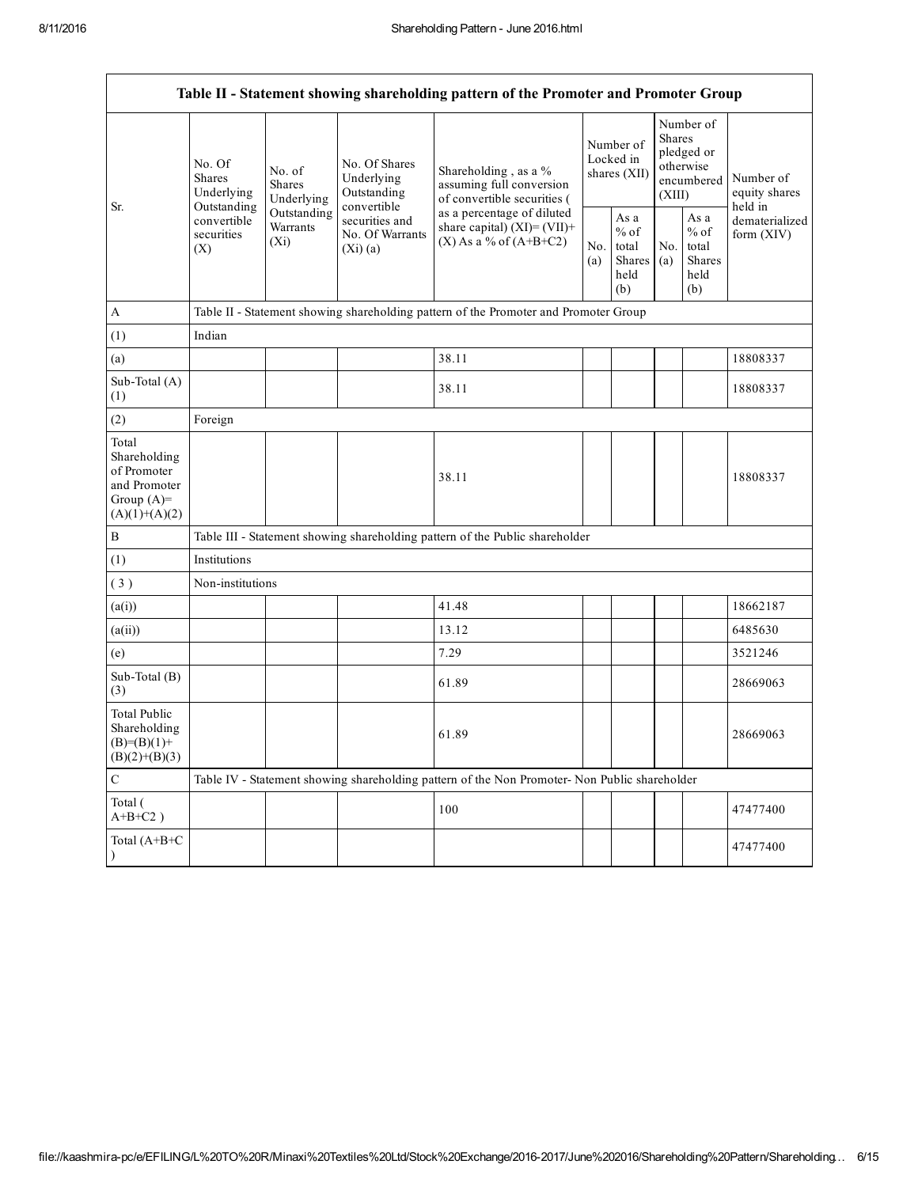| Table II - Statement showing shareholding pattern of the Promoter and Promoter Group | | | | | | | | | |
|---|---|---|---|---|---|---|---|---|---|
| Sr. | No. Of Shares Underlying Outstanding convertible securities (X) | No. of Shares Underlying Outstanding Warrants (Xi) | No. Of Shares Underlying Outstanding convertible securities and No. Of Warrants (Xi) (a) | Shareholding , as a % assuming full conversion of convertible securities ( as a percentage of diluted share capital) (XI)= (VII)+(X) As a % of (A+B+C2) | Number of Locked in shares (XII) | | Number of Shares pledged or otherwise encumbered (XIII) | | Number of equity shares held in dematerialized form (XIV) |
| | | | | | No. (a) | As a % of total Shares held (b) | No. (a) | As a % of total Shares held (b) | |
| A | Table II - Statement showing shareholding pattern of the Promoter and Promoter Group | | | | | | | | |
| (1) | Indian | | | | | | | | |
| (a) | | | | 38.11 | | | | | 18808337 |
| Sub-Total (A) (1) | | | | 38.11 | | | | | 18808337 |
| (2) | Foreign | | | | | | | | |
| Total Shareholding of Promoter and Promoter Group (A)= (A)(1)+(A)(2) | | | | 38.11 | | | | | 18808337 |
| B | Table III - Statement showing shareholding pattern of the Public shareholder | | | | | | | | |
| (1) | Institutions | | | | | | | | |
| ( 3 ) | Non-institutions | | | | | | | | |
| (a(i)) | | | | 41.48 | | | | | 18662187 |
| (a(ii)) | | | | 13.12 | | | | | 6485630 |
| (e) | | | | 7.29 | | | | | 3521246 |
| Sub-Total (B) (3) | | | | 61.89 | | | | | 28669063 |
| Total Public Shareholding (B)=(B)(1)+(B)(2)+(B)(3) | | | | 61.89 | | | | | 28669063 |
| C | Table IV - Statement showing shareholding pattern of the Non Promoter- Non Public shareholder | | | | | | | | |
| Total ( A+B+C2 ) | | | | 100 | | | | | 47477400 |
| Total (A+B+C ) | | | | | | | | | 47477400 |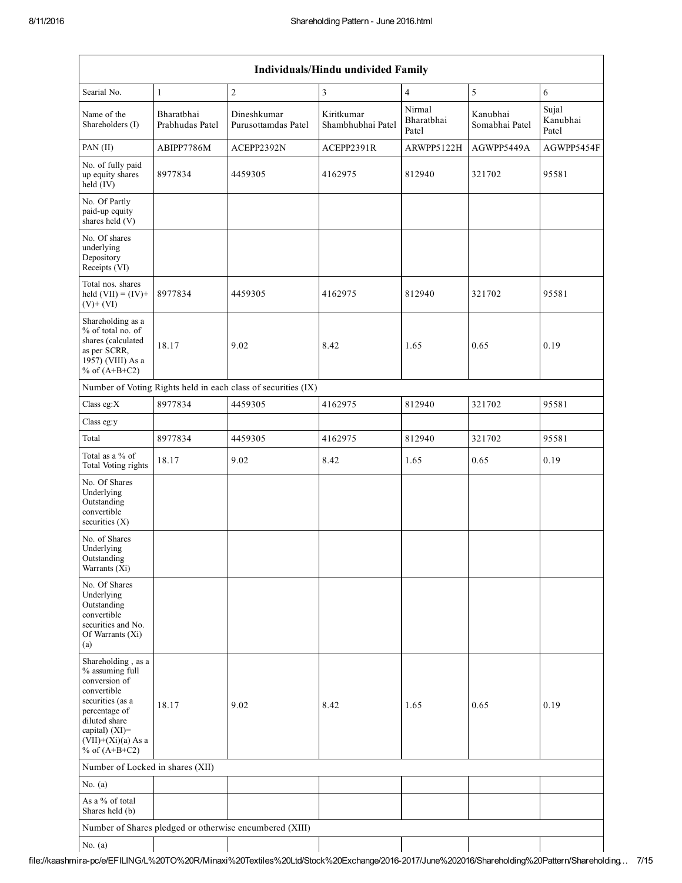| Individuals/Hindu undivided Family | | | | | | |
|---|---|---|---|---|---|---|
| Searial No. | 1 | 2 | 3 | 4 | 5 | 6 |
| Name of the Shareholders (I) | Bharatbhai Prabhudas Patel | Dineshkumar Purusottamdas Patel | Kiritkumar Shambhubhai Patel | Nirmal Bharatbhai Patel | Kanubhai Somabhai Patel | Sujal Kanubhai Patel |
| PAN (II) | ABIPP7786M | ACEPP2392N | ACEPP2391R | ARWPP5122H | AGWPP5449A | AGWPP5454F |
| No. of fully paid up equity shares held (IV) | 8977834 | 4459305 | 4162975 | 812940 | 321702 | 95581 |
| No. Of Partly paid-up equity shares held (V) | | | | | | |
| No. Of shares underlying Depository Receipts (VI) | | | | | | |
| Total nos. shares held (VII) = (IV)+ (V)+ (VI) | 8977834 | 4459305 | 4162975 | 812940 | 321702 | 95581 |
| Shareholding as a % of total no. of shares (calculated as per SCRR, 1957) (VIII) As a % of (A+B+C2) | 18.17 | 9.02 | 8.42 | 1.65 | 0.65 | 0.19 |
| Number of Voting Rights held in each class of securities (IX) | | | | | | |
| Class eg:X | 8977834 | 4459305 | 4162975 | 812940 | 321702 | 95581 |
| Class eg:y | | | | | | |
| Total | 8977834 | 4459305 | 4162975 | 812940 | 321702 | 95581 |
| Total as a % of Total Voting rights | 18.17 | 9.02 | 8.42 | 1.65 | 0.65 | 0.19 |
| No. Of Shares Underlying Outstanding convertible securities (X) | | | | | | |
| No. of Shares Underlying Outstanding Warrants (Xi) | | | | | | |
| No. Of Shares Underlying Outstanding convertible securities and No. Of Warrants (Xi) (a) | | | | | | |
| Shareholding , as a % assuming full conversion of convertible securities (as a percentage of diluted share capital) (XI)= (VII)+(Xi)(a) As a % of (A+B+C2) | 18.17 | 9.02 | 8.42 | 1.65 | 0.65 | 0.19 |
| Number of Locked in shares (XII) | | | | | | |
| No. (a) | | | | | | |
| As a % of total Shares held (b) | | | | | | |
| Number of Shares pledged or otherwise encumbered (XIII) | | | | | | |
| No. (a) | | | | | | |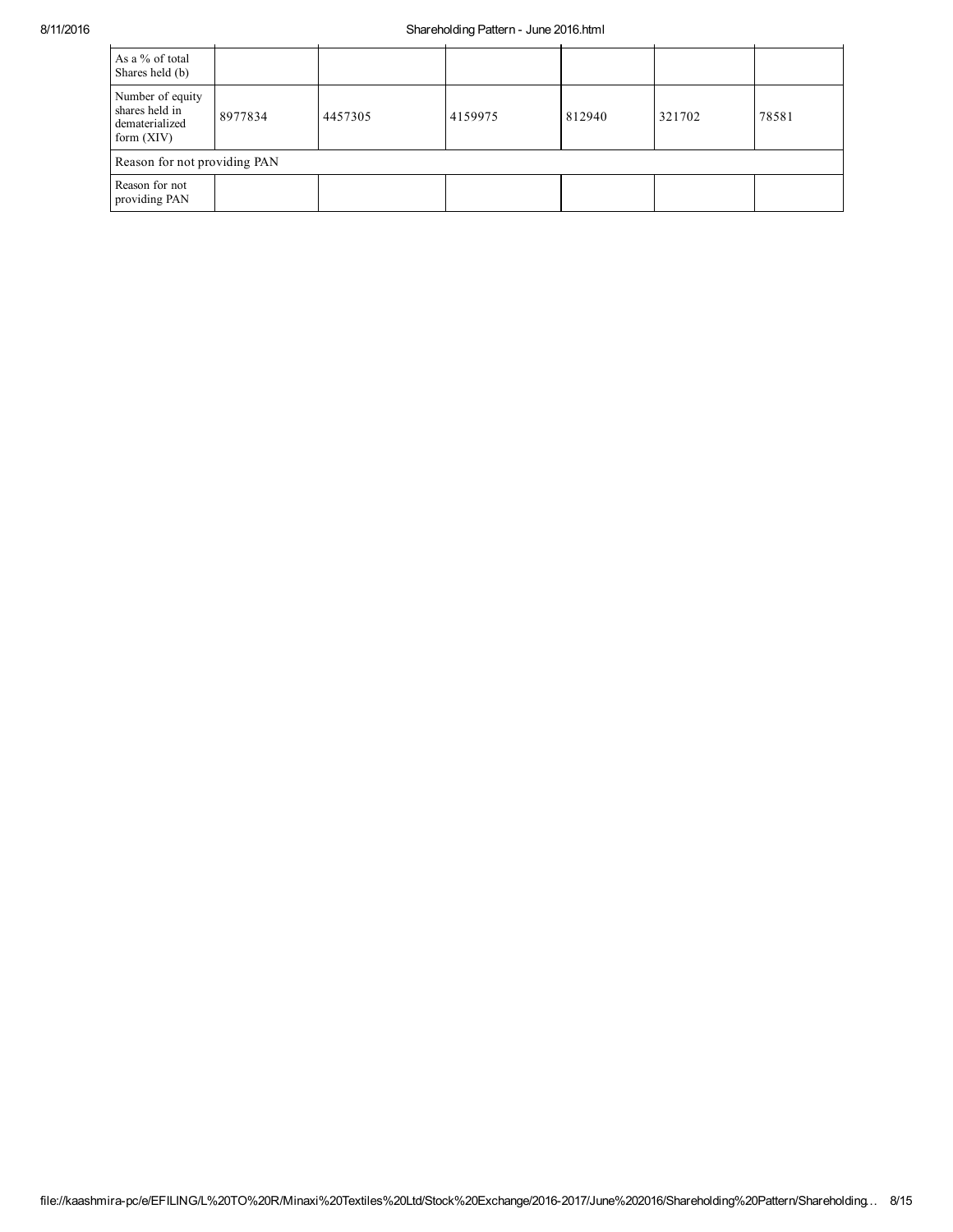| | | | | | | |
|---|---|---|---|---|---|---|
| As a % of total Shares held (b) | | | | | | |
| Number of equity shares held in dematerialized form (XIV) | 8977834 | 4457305 | 4159975 | 812940 | 321702 | 78581 |
| Reason for not providing PAN | | | | | | |
| Reason for not providing PAN | | | | | | |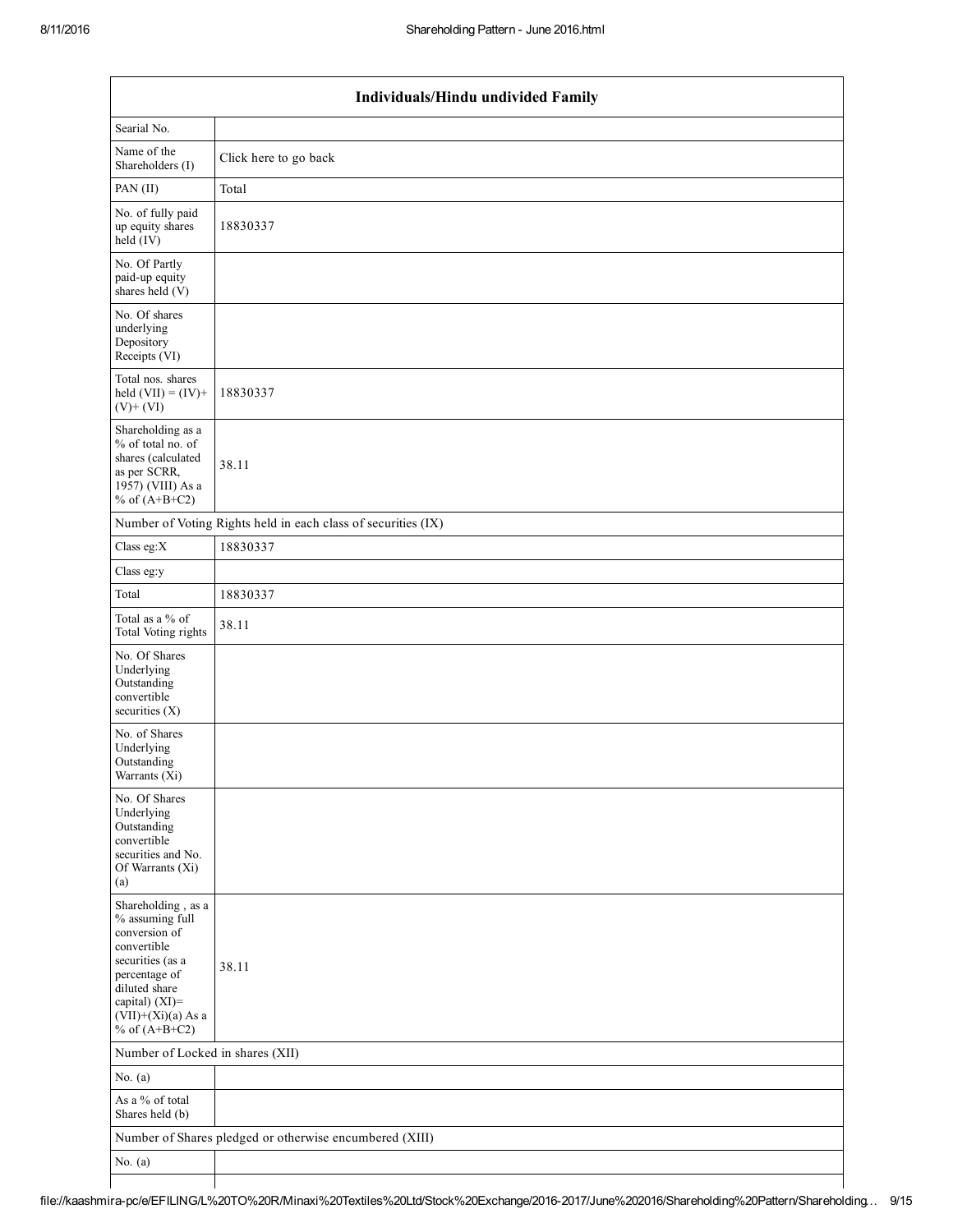| Individuals/Hindu undivided Family | |
|---|---|
| Searial No. | |
| Name of the Shareholders (I) | Click here to go back |
| PAN (II) | Total |
| No. of fully paid up equity shares held (IV) | 18830337 |
| No. Of Partly paid-up equity shares held (V) | |
| No. Of shares underlying Depository Receipts (VI) | |
| Total nos. shares held (VII) = (IV)+ (V)+ (VI) | 18830337 |
| Shareholding as a % of total no. of shares (calculated as per SCRR, 1957) (VIII) As a % of (A+B+C2) | 38.11 |
| Number of Voting Rights held in each class of securities (IX) | |
| Class eg:X | 18830337 |
| Class eg:y | |
| Total | 18830337 |
| Total as a % of Total Voting rights | 38.11 |
| No. Of Shares Underlying Outstanding convertible securities (X) | |
| No. of Shares Underlying Outstanding Warrants (Xi) | |
| No. Of Shares Underlying Outstanding convertible securities and No. Of Warrants (Xi) (a) | |
| Shareholding , as a % assuming full conversion of convertible securities (as a percentage of diluted share capital) (XI)= (VII)+(Xi)(a) As a % of (A+B+C2) | 38.11 |
| Number of Locked in shares (XII) | |
| No. (a) | |
| As a % of total Shares held (b) | |
| Number of Shares pledged or otherwise encumbered (XIII) | |
| No. (a) | |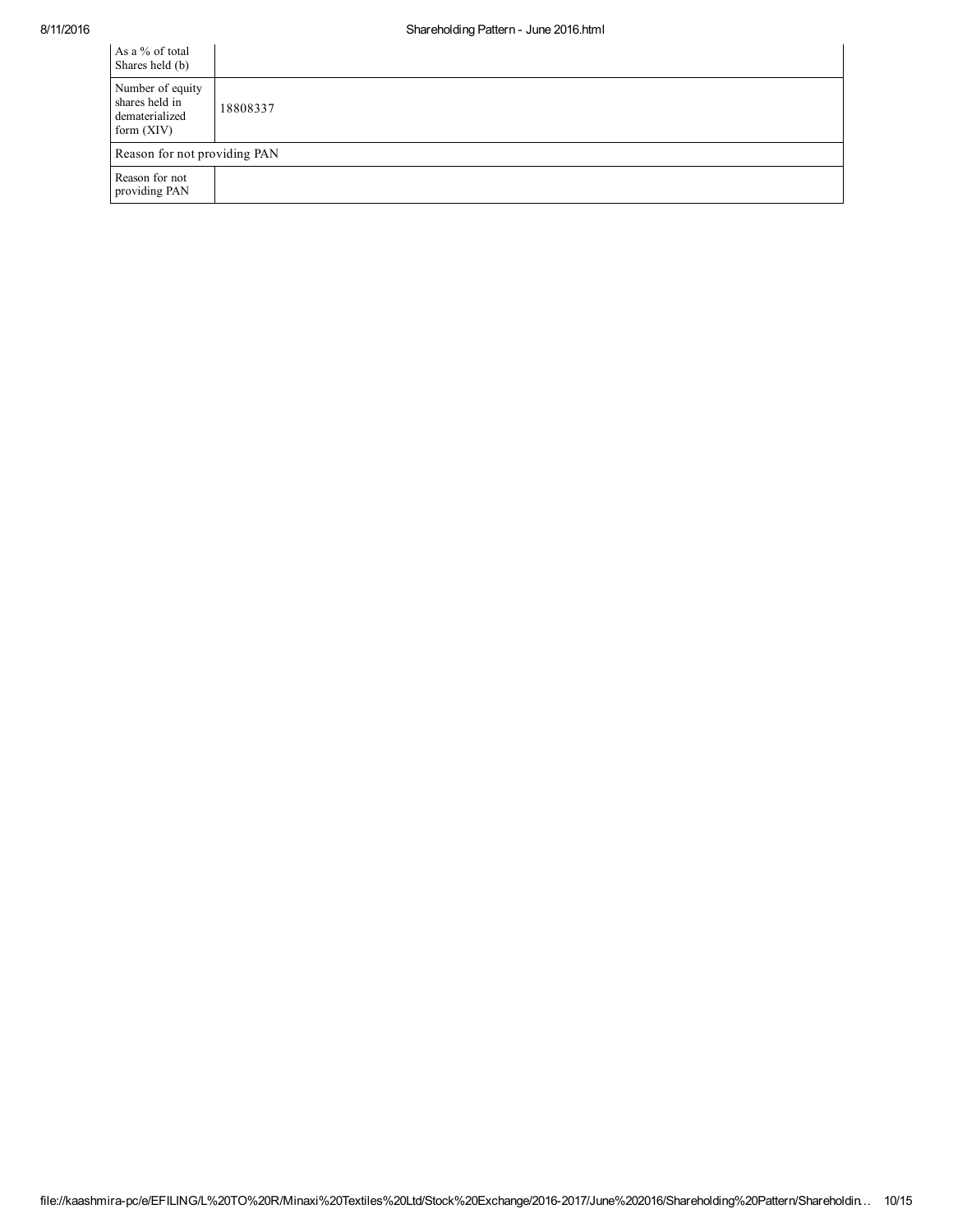| | |
|---|---|
| As a % of total Shares held (b) | |
| Number of equity shares held in dematerialized form (XIV) | 18808337 |
| Reason for not providing PAN | |
| Reason for not providing PAN | |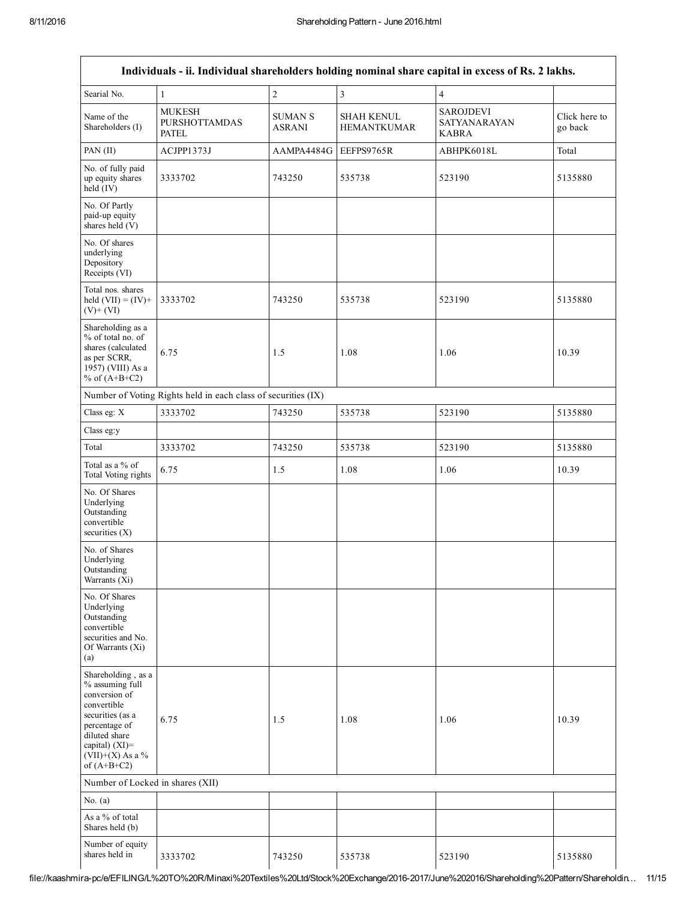| Individuals - ii. Individual shareholders holding nominal share capital in excess of Rs. 2 lakhs. | | | | | |
|---|---|---|---|---|---|
| Searial No. | 1 | 2 | 3 | 4 | |
| Name of the Shareholders (I) | MUKESH PURSHOTTAMDAS PATEL | SUMAN S ASRANI | SHAH KENUL HEMANTKUMAR | SAROJDEVI SATYANARAYAN KABRA | Click here to go back |
| PAN (II) | ACJPP1373J | AAMPA4484G | EEFPS9765R | ABHPK6018L | Total |
| No. of fully paid up equity shares held (IV) | 3333702 | 743250 | 535738 | 523190 | 5135880 |
| No. Of Partly paid-up equity shares held (V) | | | | | |
| No. Of shares underlying Depository Receipts (VI) | | | | | |
| Total nos. shares held (VII) = (IV)+ (V)+ (VI) | 3333702 | 743250 | 535738 | 523190 | 5135880 |
| Shareholding as a % of total no. of shares (calculated as per SCRR, 1957) (VIII) As a % of (A+B+C2) | 6.75 | 1.5 | 1.08 | 1.06 | 10.39 |
| Number of Voting Rights held in each class of securities (IX) | | | | | |
| Class eg: X | 3333702 | 743250 | 535738 | 523190 | 5135880 |
| Class eg:y | | | | | |
| Total | 3333702 | 743250 | 535738 | 523190 | 5135880 |
| Total as a % of Total Voting rights | 6.75 | 1.5 | 1.08 | 1.06 | 10.39 |
| No. Of Shares Underlying Outstanding convertible securities (X) | | | | | |
| No. of Shares Underlying Outstanding Warrants (Xi) | | | | | |
| No. Of Shares Underlying Outstanding convertible securities and No. Of Warrants (Xi) (a) | | | | | |
| Shareholding , as a % assuming full conversion of convertible securities (as a percentage of diluted share capital) (XI)= (VII)+(X) As a % of (A+B+C2) | 6.75 | 1.5 | 1.08 | 1.06 | 10.39 |
| Number of Locked in shares (XII) | | | | | |
| No. (a) | | | | | |
| As a % of total Shares held (b) | | | | | |
| Number of equity shares held in | 3333702 | 743250 | 535738 | 523190 | 5135880 |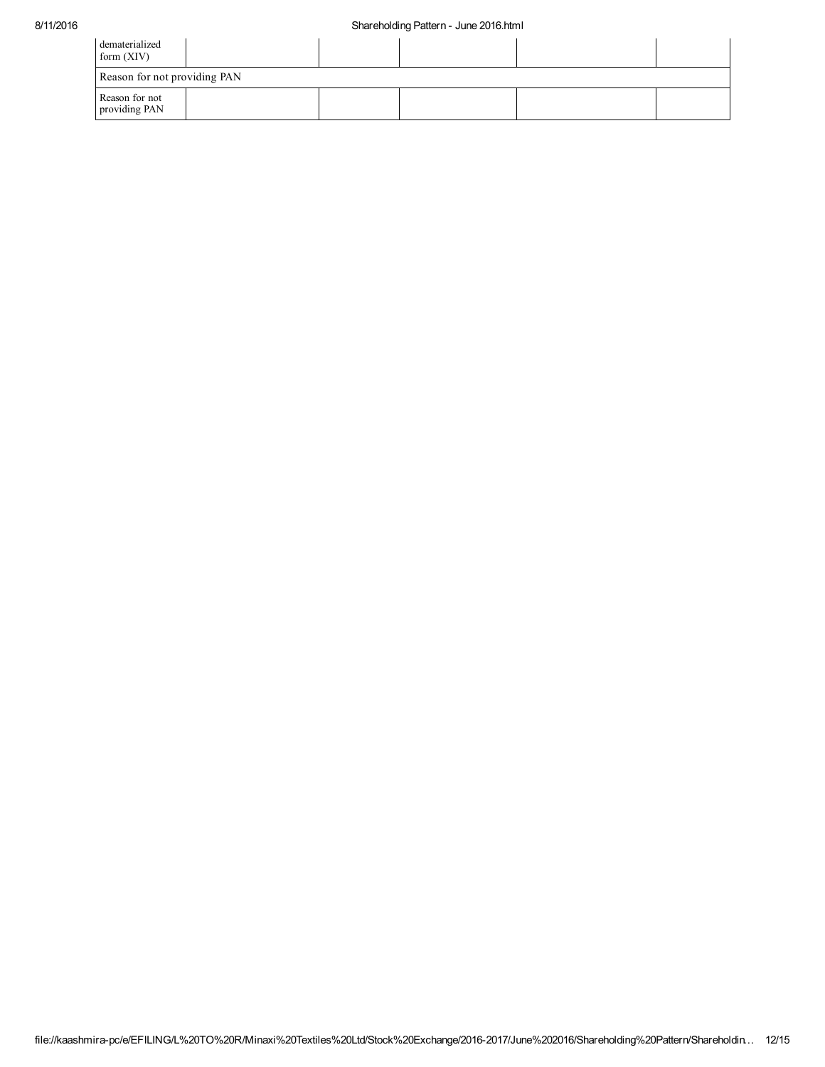| | | | | | |
|---|---|---|---|---|---|
| dematerialized form (XIV) | | | | | |
| Reason for not providing PAN | | | | | |
| Reason for not providing PAN | | | | | |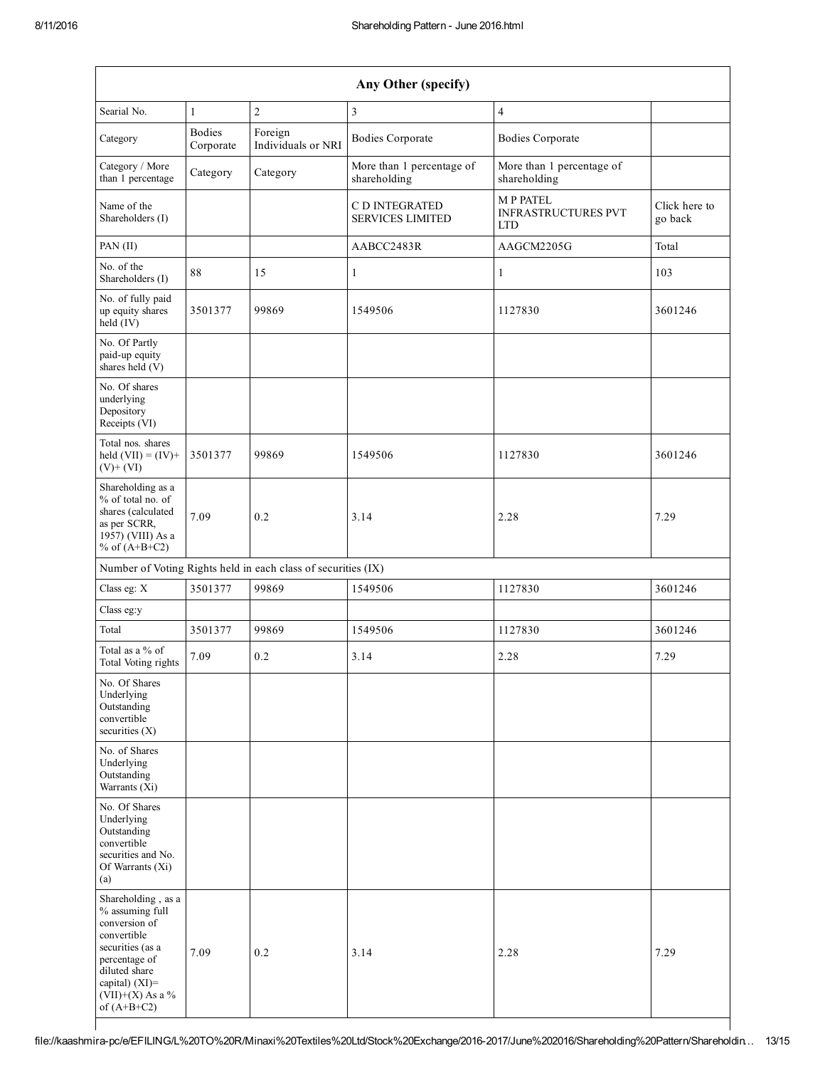| Any Other (specify) | | | | | |
|---|---|---|---|---|---|
| Searial No. | 1 | 2 | 3 | 4 | |
| Category | Bodies Corporate | Foreign Individuals or NRI | Bodies Corporate | Bodies Corporate | |
| Category / More than 1 percentage | Category | Category | More than 1 percentage of shareholding | More than 1 percentage of shareholding | |
| Name of the Shareholders (I) | | | C D INTEGRATED SERVICES LIMITED | M P PATEL INFRASTRUCTURES PVT LTD | Click here to go back |
| PAN (II) | | | AABCC2483R | AAGCM2205G | Total |
| No. of the Shareholders (I) | 88 | 15 | 1 | 1 | 103 |
| No. of fully paid up equity shares held (IV) | 3501377 | 99869 | 1549506 | 1127830 | 3601246 |
| No. Of Partly paid-up equity shares held (V) | | | | | |
| No. Of shares underlying Depository Receipts (VI) | | | | | |
| Total nos. shares held (VII) = (IV)+ (V)+ (VI) | 3501377 | 99869 | 1549506 | 1127830 | 3601246 |
| Shareholding as a % of total no. of shares (calculated as per SCRR, 1957) (VIII) As a % of (A+B+C2) | 7.09 | 0.2 | 3.14 | 2.28 | 7.29 |
| Number of Voting Rights held in each class of securities (IX) | | | | | |
| Class eg: X | 3501377 | 99869 | 1549506 | 1127830 | 3601246 |
| Class eg:y | | | | | |
| Total | 3501377 | 99869 | 1549506 | 1127830 | 3601246 |
| Total as a % of Total Voting rights | 7.09 | 0.2 | 3.14 | 2.28 | 7.29 |
| No. Of Shares Underlying Outstanding convertible securities (X) | | | | | |
| No. of Shares Underlying Outstanding Warrants (Xi) | | | | | |
| No. Of Shares Underlying Outstanding convertible securities and No. Of Warrants (Xi) (a) | | | | | |
| Shareholding , as a % assuming full conversion of convertible securities (as a percentage of diluted share capital) (XI)= (VII)+(X) As a % of (A+B+C2) | 7.09 | 0.2 | 3.14 | 2.28 | 7.29 |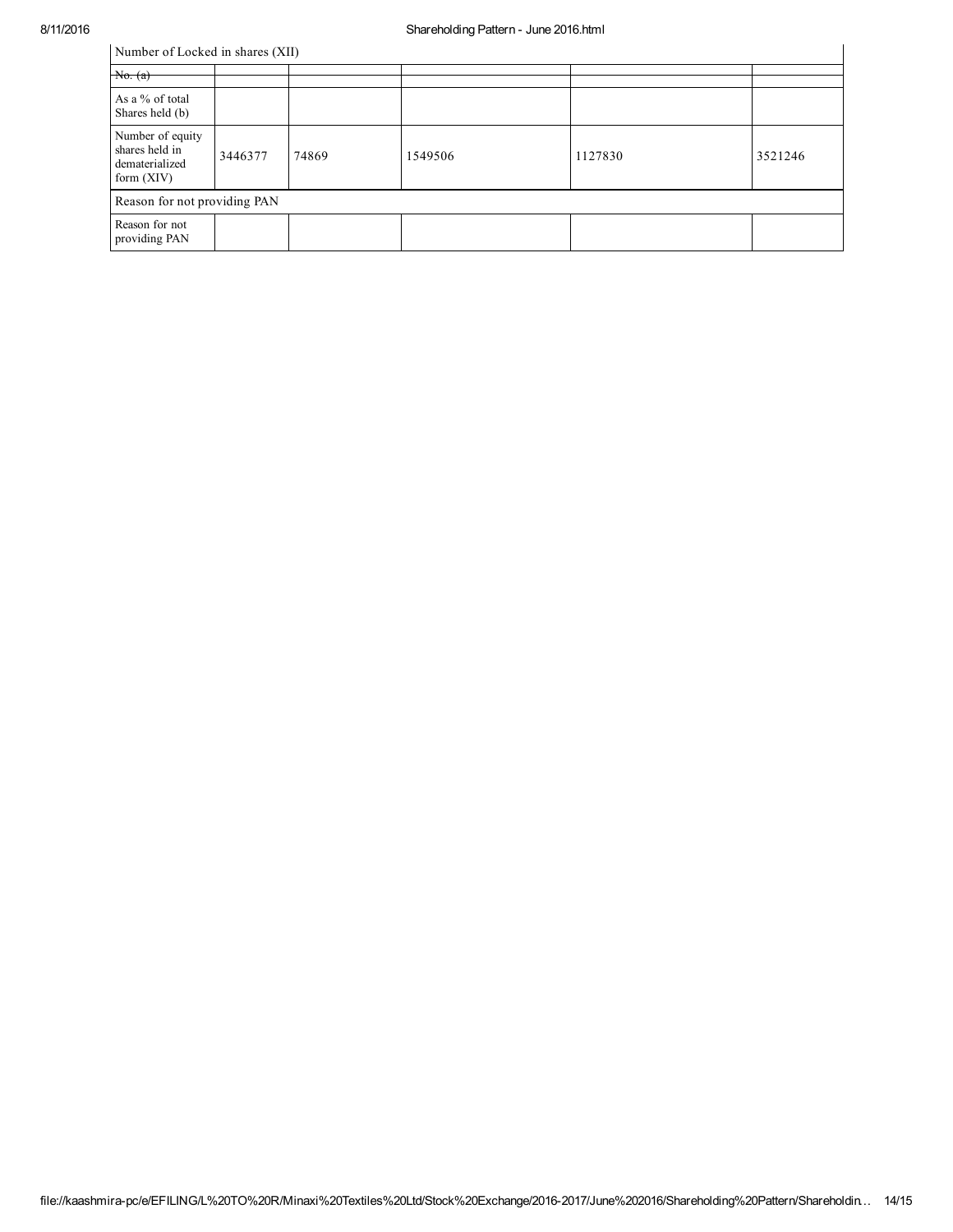| | | | | | |
|---|---|---|---|---|---|
| Number of Locked in shares (XII) | | | | | |
| No. (a) | | | | | |
| As a % of total Shares held (b) | | | | | |
| Number of equity shares held in dematerialized form (XIV) | 3446377 | 74869 | 1549506 | 1127830 | 3521246 |
| Reason for not providing PAN | | | | | |
| Reason for not providing PAN | | | | | |